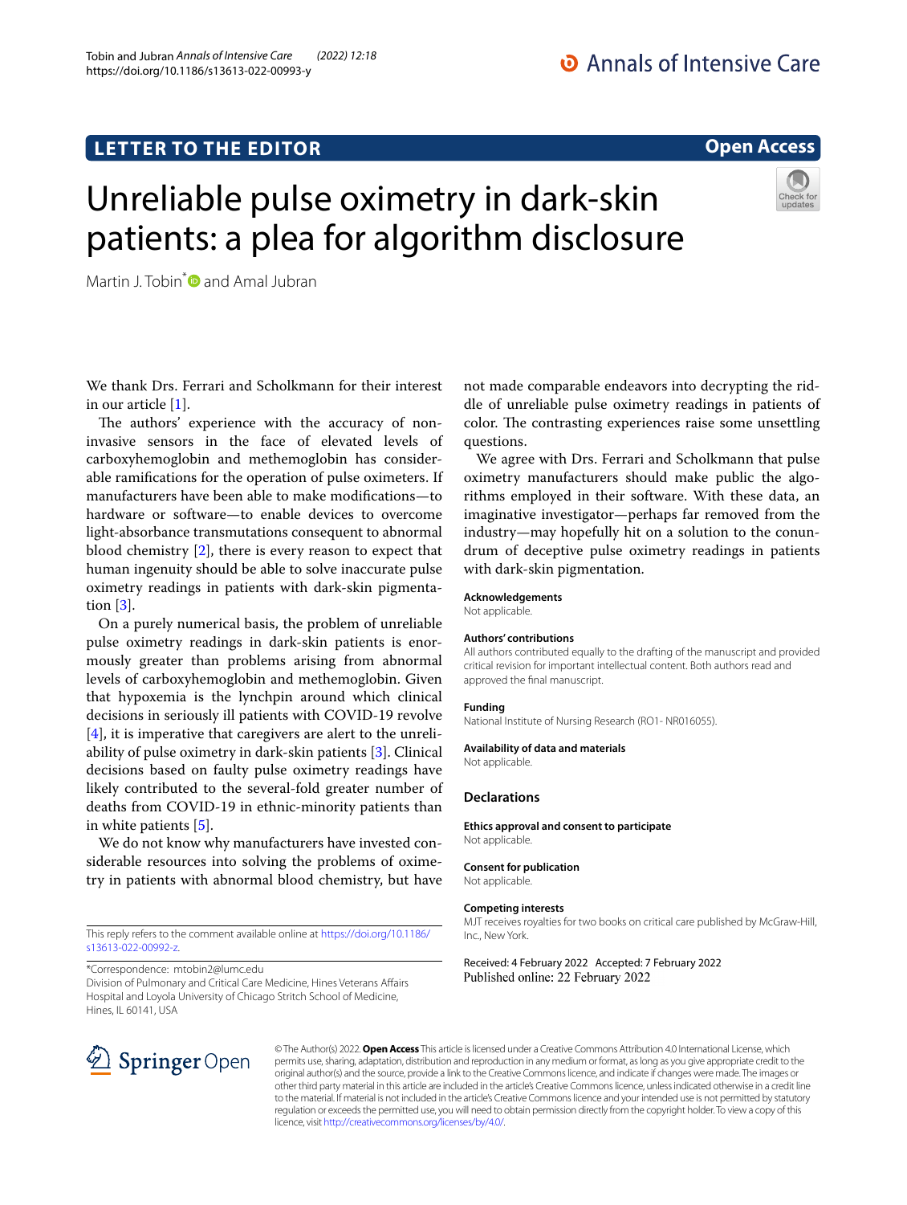LETTER TO THE EDITOR

Open Access

# Unreliable pulse oximetry in dark-skin patients: a plea for algorithm disclosure

Martin J. Tobin* and Amal Jubran

We thank Drs. Ferrari and Scholkmann for their interest in our article [1].

The authors' experience with the accuracy of non-invasive sensors in the face of elevated levels of carboxyhemoglobin and methemoglobin has considerable ramifications for the operation of pulse oximeters. If manufacturers have been able to make modifications—to hardware or software—to enable devices to overcome light-absorbance transmutations consequent to abnormal blood chemistry [2], there is every reason to expect that human ingenuity should be able to solve inaccurate pulse oximetry readings in patients with dark-skin pigmentation [3].

On a purely numerical basis, the problem of unreliable pulse oximetry readings in dark-skin patients is enormously greater than problems arising from abnormal levels of carboxyhemoglobin and methemoglobin. Given that hypoxemia is the lynchpin around which clinical decisions in seriously ill patients with COVID-19 revolve [4], it is imperative that caregivers are alert to the unreliability of pulse oximetry in dark-skin patients [3]. Clinical decisions based on faulty pulse oximetry readings have likely contributed to the several-fold greater number of deaths from COVID-19 in ethnic-minority patients than in white patients [5].

We do not know why manufacturers have invested considerable resources into solving the problems of oximetry in patients with abnormal blood chemistry, but have not made comparable endeavors into decrypting the riddle of unreliable pulse oximetry readings in patients of color. The contrasting experiences raise some unsettling questions.

We agree with Drs. Ferrari and Scholkmann that pulse oximetry manufacturers should make public the algorithms employed in their software. With these data, an imaginative investigator—perhaps far removed from the industry—may hopefully hit on a solution to the conundrum of deceptive pulse oximetry readings in patients with dark-skin pigmentation.

This reply refers to the comment available online at https://doi.org/10.1186/s13613-022-00992-z.

*Correspondence: mtobin2@lumc.edu
Division of Pulmonary and Critical Care Medicine, Hines Veterans Affairs Hospital and Loyola University of Chicago Stritch School of Medicine, Hines, IL 60141, USA

### Acknowledgements
Not applicable.

### Authors' contributions
All authors contributed equally to the drafting of the manuscript and provided critical revision for important intellectual content. Both authors read and approved the final manuscript.

### Funding
National Institute of Nursing Research (RO1- NR016055).

### Availability of data and materials
Not applicable.

## Declarations

### Ethics approval and consent to participate
Not applicable.

### Consent for publication
Not applicable.

### Competing interests
MJT receives royalties for two books on critical care published by McGraw-Hill, Inc., New York.

Received: 4 February 2022 Accepted: 7 February 2022
Published online: 22 February 2022

© The Author(s) 2022. **Open Access** This article is licensed under a Creative Commons Attribution 4.0 International License, which permits use, sharing, adaptation, distribution and reproduction in any medium or format, as long as you give appropriate credit to the original author(s) and the source, provide a link to the Creative Commons licence, and indicate if changes were made. The images or other third party material in this article are included in the article's Creative Commons licence, unless indicated otherwise in a credit line to the material. If material is not included in the article's Creative Commons licence and your intended use is not permitted by statutory regulation or exceeds the permitted use, you will need to obtain permission directly from the copyright holder. To view a copy of this licence, visit http://creativecommons.org/licenses/by/4.0/.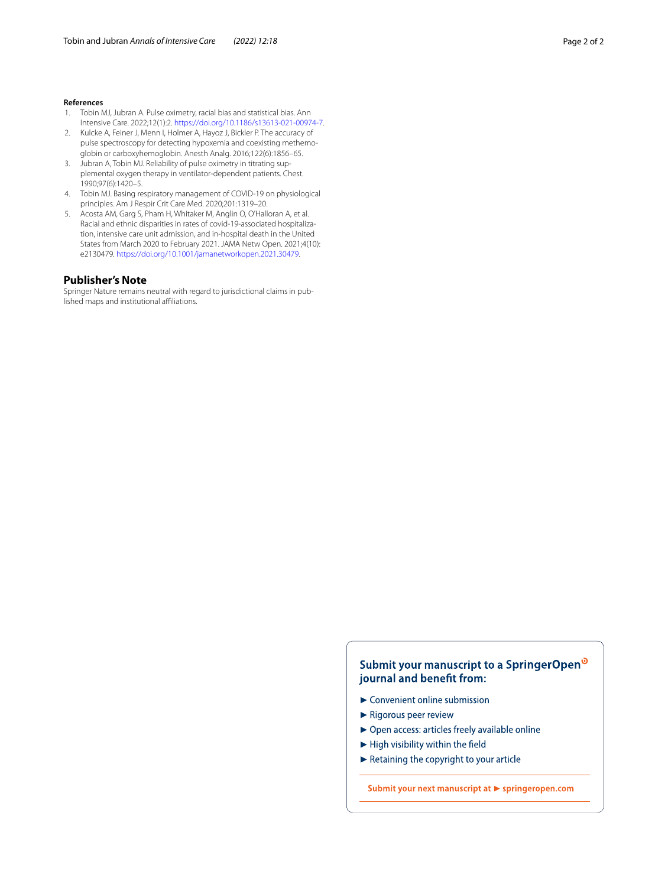### References

1. Tobin MJ, Jubran A. Pulse oximetry, racial bias and statistical bias. Ann Intensive Care. 2022;12(1):2. https://doi.org/10.1186/s13613-021-00974-7.
2. Kulcke A, Feiner J, Menn I, Holmer A, Hayoz J, Bickler P. The accuracy of pulse spectroscopy for detecting hypoxemia and coexisting methemoglobin or carboxyhemoglobin. Anesth Analg. 2016;122(6):1856–65.
3. Jubran A, Tobin MJ. Reliability of pulse oximetry in titrating supplemental oxygen therapy in ventilator-dependent patients. Chest. 1990;97(6):1420–5.
4. Tobin MJ. Basing respiratory management of COVID-19 on physiological principles. Am J Respir Crit Care Med. 2020;201:1319–20.
5. Acosta AM, Garg S, Pham H, Whitaker M, Anglin O, O'Halloran A, et al. Racial and ethnic disparities in rates of covid-19-associated hospitalization, intensive care unit admission, and in-hospital death in the United States from March 2020 to February 2021. JAMA Netw Open. 2021;4(10):e2130479. https://doi.org/10.1001/jamanetworkopen.2021.30479.

## Publisher's Note

Springer Nature remains neutral with regard to jurisdictional claims in published maps and institutional affiliations.

**Submit your manuscript to a SpringerOpen journal and benefit from:**

- ► Convenient online submission
- ► Rigorous peer review
- ► Open access: articles freely available online
- ► High visibility within the field
- ► Retaining the copyright to your article

**Submit your next manuscript at ► springeropen.com**